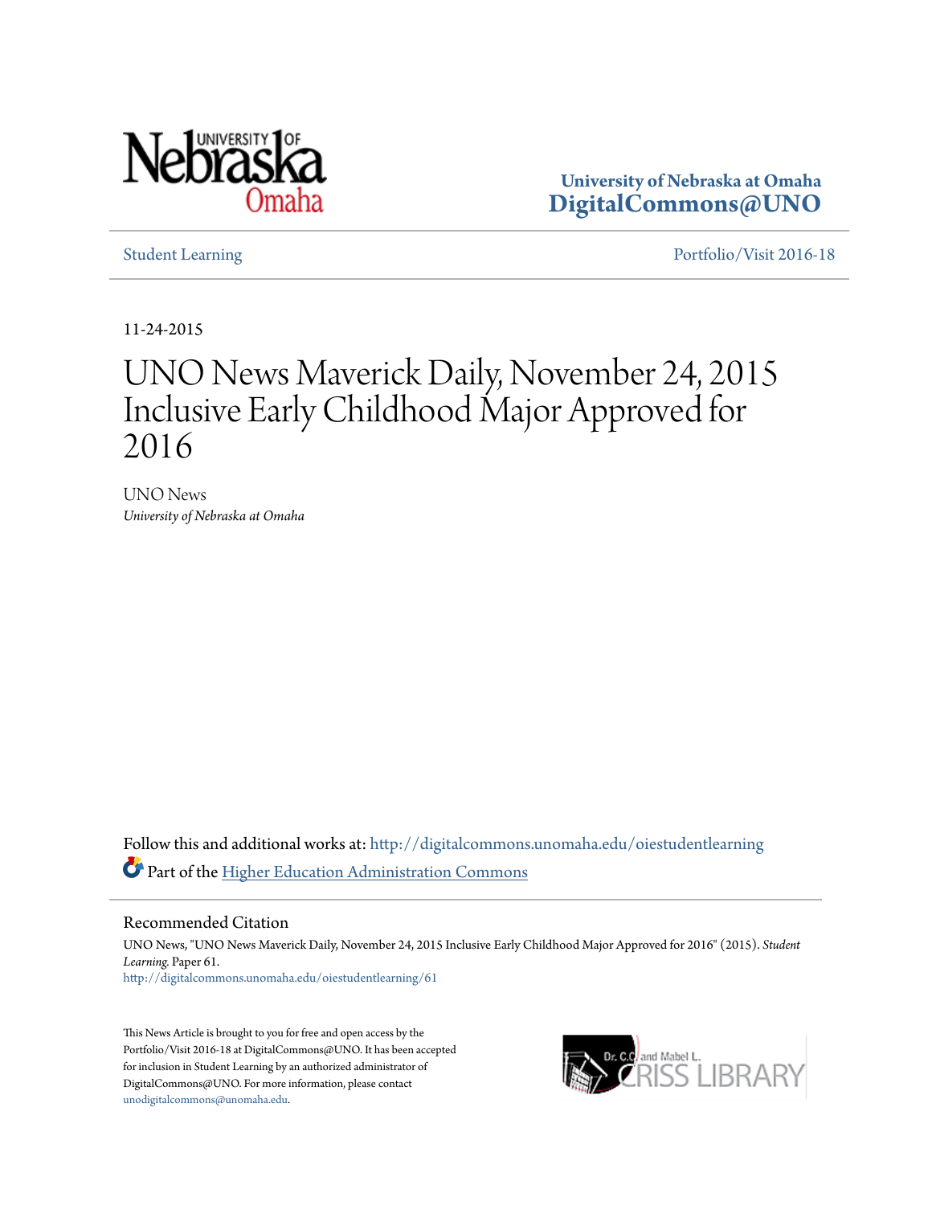University of Nebraska at Omaha
**DigitalCommons@UNO**

Student Learning | Portfolio/Visit 2016-18

11-24-2015

# UNO News Maverick Daily, November 24, 2015 Inclusive Early Childhood Major Approved for 2016

UNO News
*University of Nebraska at Omaha*

Follow this and additional works at: http://digitalcommons.unomaha.edu/oiestudentlearning
Part of the Higher Education Administration Commons

## Recommended Citation

UNO News, "UNO News Maverick Daily, November 24, 2015 Inclusive Early Childhood Major Approved for 2016" (2015). *Student Learning.* Paper 61.
http://digitalcommons.unomaha.edu/oiestudentlearning/61

This News Article is brought to you for free and open access by the Portfolio/Visit 2016-18 at DigitalCommons@UNO. It has been accepted for inclusion in Student Learning by an authorized administrator of DigitalCommons@UNO. For more information, please contact unodigitalcommons@unomaha.edu.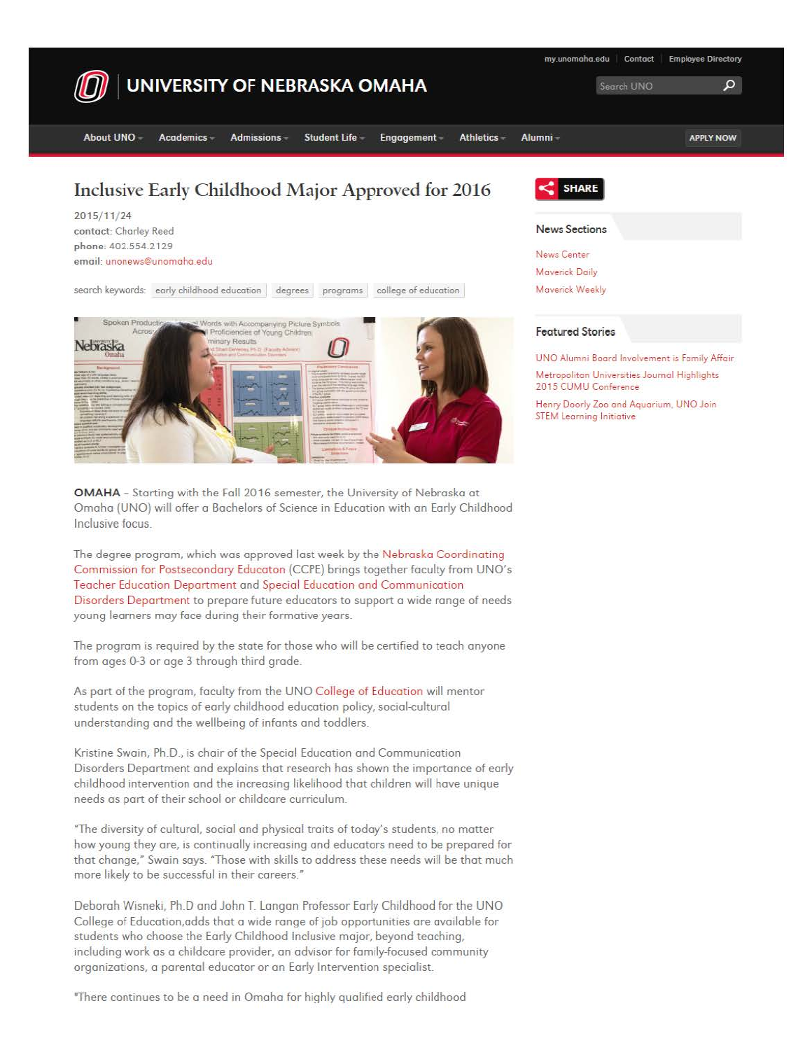# Inclusive Early Childhood Major Approved for 2016

2015/11/24
contact: Charley Reed
phone: 402.554.2129
email: unonews@unomaha.edu

search keywords: early childhood education | degrees | programs | college of education

**OMAHA** – Starting with the Fall 2016 semester, the University of Nebraska at Omaha (UNO) will offer a Bachelors of Science in Education with an Early Childhood Inclusive focus.

The degree program, which was approved last week by the Nebraska Coordinating Commission for Postsecondary Educaton (CCPE) brings together faculty from UNO's Teacher Education Department and Special Education and Communication Disorders Department to prepare future educators to support a wide range of needs young learners may face during their formative years.

The program is required by the state for those who will be certified to teach anyone from ages 0-3 or age 3 through third grade.

As part of the program, faculty from the UNO College of Education will mentor students on the topics of early childhood education policy, social-cultural understanding and the wellbeing of infants and toddlers.

Kristine Swain, Ph.D., is chair of the Special Education and Communication Disorders Department and explains that research has shown the importance of early childhood intervention and the increasing likelihood that children will have unique needs as part of their school or childcare curriculum.

"The diversity of cultural, social and physical traits of today's students, no matter how young they are, is continually increasing and educators need to be prepared for that change," Swain says. "Those with skills to address these needs will be that much more likely to be successful in their careers."

Deborah Wisneki, Ph.D and John T. Langan Professor Early Childhood for the UNO College of Education,adds that a wide range of job opportunities are available for students who choose the Early Childhood Inclusive major, beyond teaching, including work as a childcare provider, an advisor for family-focused community organizations, a parental educator or an Early Intervention specialist.

"There continues to be a need in Omaha for highly qualified early childhood

## News Sections

- News Center
- Maverick Daily
- Maverick Weekly

## Featured Stories

- UNO Alumni Board Involvement is Family Affair
- Metropolitan Universities Journal Highlights 2015 CUMU Conference
- Henry Doorly Zoo and Aquarium, UNO Join STEM Learning Initiative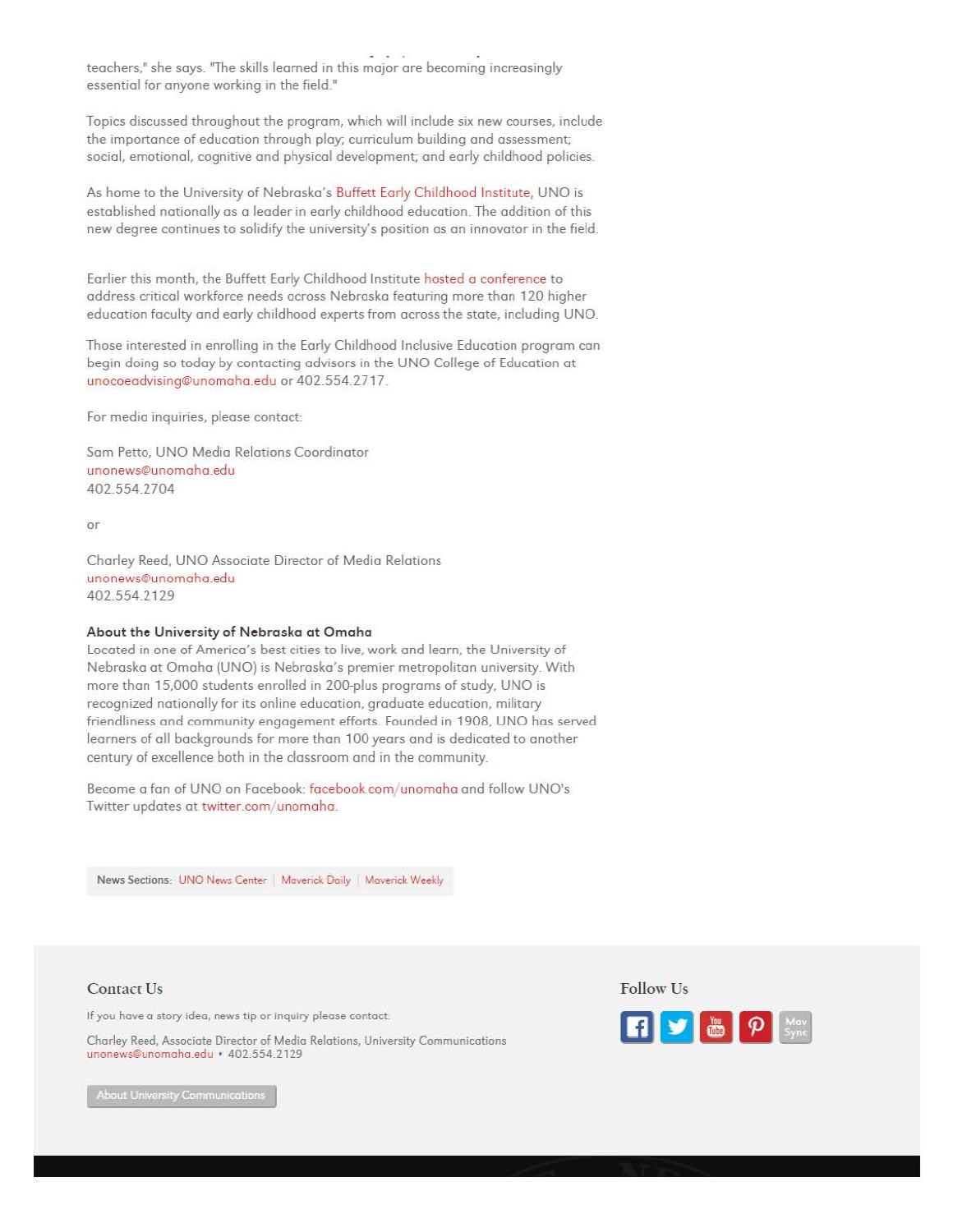teachers," she says. "The skills learned in this major are becoming increasingly essential for anyone working in the field."

Topics discussed throughout the program, which will include six new courses, include the importance of education through play; curriculum building and assessment; social, emotional, cognitive and physical development; and early childhood policies.

As home to the University of Nebraska's Buffett Early Childhood Institute, UNO is established nationally as a leader in early childhood education. The addition of this new degree continues to solidify the university's position as an innovator in the field.

Earlier this month, the Buffett Early Childhood Institute hosted a conference to address critical workforce needs across Nebraska featuring more than 120 higher education faculty and early childhood experts from across the state, including UNO.

Those interested in enrolling in the Early Childhood Inclusive Education program can begin doing so today by contacting advisors in the UNO College of Education at unocoeadvising@unomaha.edu or 402.554.2717.

For media inquiries, please contact:

Sam Petto, UNO Media Relations Coordinator
unonews@unomaha.edu
402.554.2704

or

Charley Reed, UNO Associate Director of Media Relations
unonews@unomaha.edu
402.554.2129

**About the University of Nebraska at Omaha**
Located in one of America's best cities to live, work and learn, the University of Nebraska at Omaha (UNO) is Nebraska's premier metropolitan university. With more than 15,000 students enrolled in 200-plus programs of study, UNO is recognized nationally for its online education, graduate education, military friendliness and community engagement efforts. Founded in 1908, UNO has served learners of all backgrounds for more than 100 years and is dedicated to another century of excellence both in the classroom and in the community.

Become a fan of UNO on Facebook: facebook.com/unomaha and follow UNO's Twitter updates at twitter.com/unomaha.

News Sections: UNO News Center | Maverick Daily | Maverick Weekly

## Contact Us

If you have a story idea, news tip or inquiry please contact:

Charley Reed, Associate Director of Media Relations, University Communications
unonews@unomaha.edu • 402.554.2129

About University Communications

## Follow Us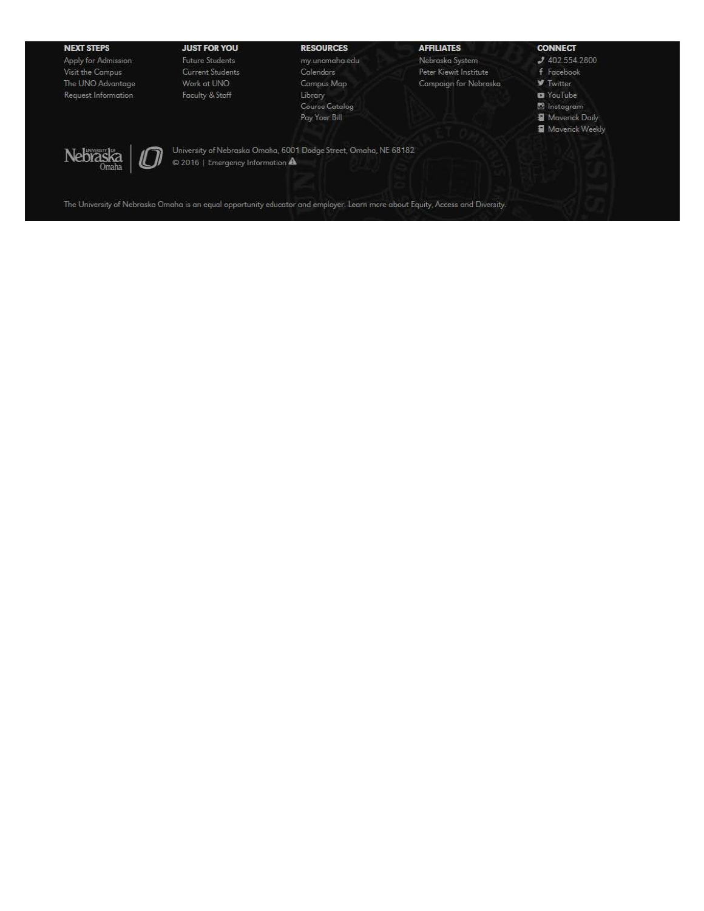**NEXT STEPS**

- Apply for Admission
- Visit the Campus
- The UNO Advantage
- Request Information

**JUST FOR YOU**

- Future Students
- Current Students
- Work at UNO
- Faculty & Staff

**RESOURCES**

- my.unomaha.edu
- Calendars
- Campus Map
- Library
- Course Catalog
- Pay Your Bill

**AFFILIATES**

- Nebraska System
- Peter Kiewit Institute
- Campaign for Nebraska

**CONNECT**

- 402.554.2800
- Facebook
- Twitter
- YouTube
- Instagram
- Maverick Daily
- Maverick Weekly

University of Nebraska Omaha, 6001 Dodge Street, Omaha, NE 68182
© 2016 | Emergency Information

The University of Nebraska Omaha is an equal opportunity educator and employer. Learn more about Equity, Access and Diversity.